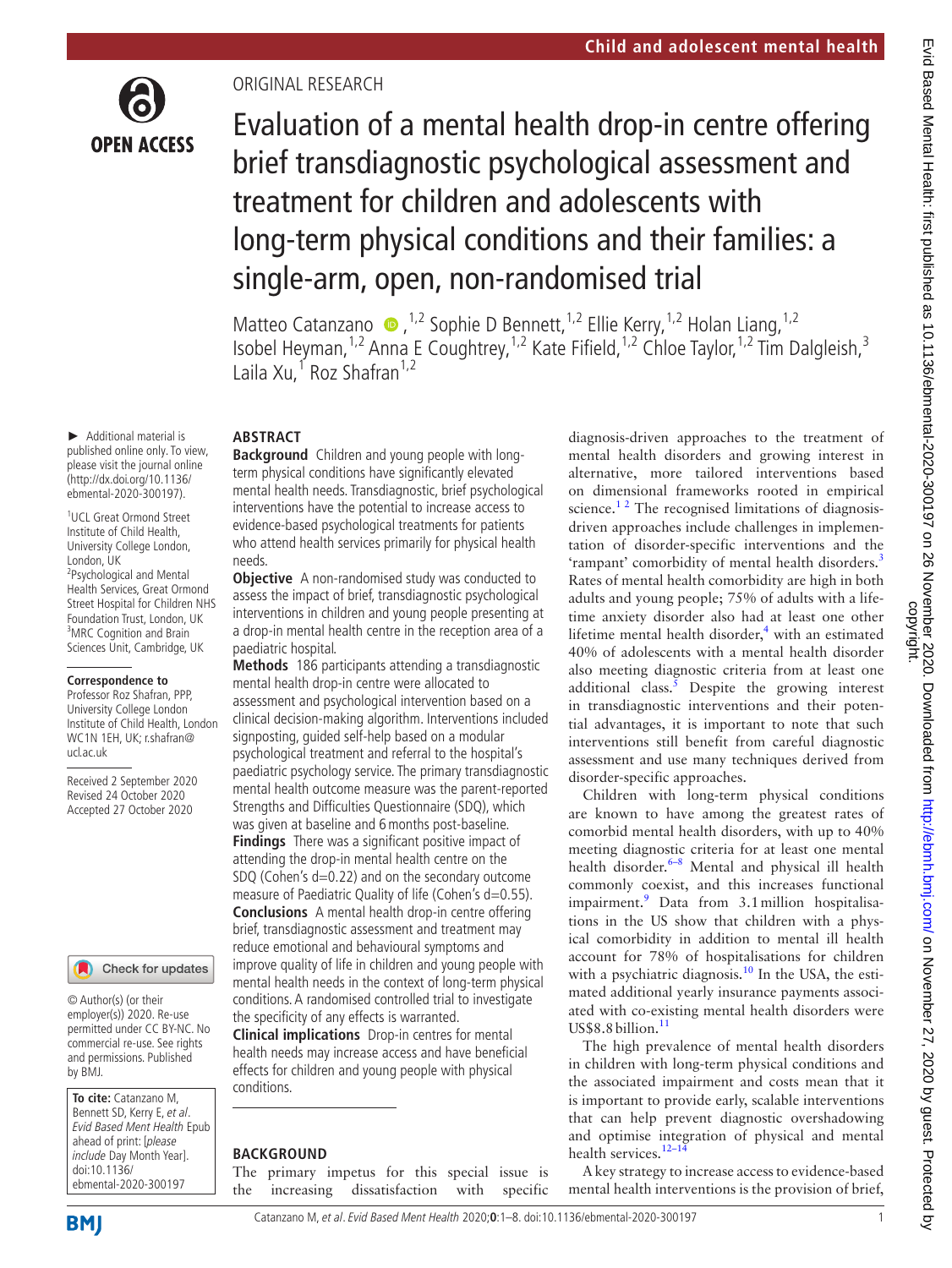ORIGINAL RESEARCH

# Evaluation of a mental health drop-in centre offering brief transdiagnostic psychological assessment and treatment for children and adolescents with long-term physical conditions and their families: a single-arm, open, non-randomised trial

Matteo Catanzano,[1,2] Sophie D Bennett,[1,2] Ellie Kerry,[1,2] Holan Liang,[1,2] Isobel Heyman,[1,2] Anna E Coughtrey,[1,2] Kate Fifield,[1,2] Chloe Taylor,[1,2] Tim Dalgleish,[3] Laila Xu,[1] Roz Shafran[1,2]

► Additional material is published online only. To view, please visit the journal online (http://dx.doi.org/10.1136/ebmental-2020-300197).

[1]UCL Great Ormond Street Institute of Child Health, University College London, London, UK
[2]Psychological and Mental Health Services, Great Ormond Street Hospital for Children NHS Foundation Trust, London, UK
[3]MRC Cognition and Brain Sciences Unit, Cambridge, UK

**Correspondence to**
Professor Roz Shafran, PPP, University College London Institute of Child Health, London WC1N 1EH, UK; r.shafran@ucl.ac.uk

Received 2 September 2020
Revised 24 October 2020
Accepted 27 October 2020

© Author(s) (or their employer(s)) 2020. Re-use permitted under CC BY-NC. No commercial re-use. See rights and permissions. Published by BMJ.

**To cite:** Catanzano M, Bennett SD, Kerry E, *et al*. *Evid Based Ment Health* Epub ahead of print: [*please include* Day Month Year]. doi:10.1136/ebmental-2020-300197

## ABSTRACT

**Background** Children and young people with long-term physical conditions have significantly elevated mental health needs. Transdiagnostic, brief psychological interventions have the potential to increase access to evidence-based psychological treatments for patients who attend health services primarily for physical health needs.

**Objective** A non-randomised study was conducted to assess the impact of brief, transdiagnostic psychological interventions in children and young people presenting at a drop-in mental health centre in the reception area of a paediatric hospital.

**Methods** 186 participants attending a transdiagnostic mental health drop-in centre were allocated to assessment and psychological intervention based on a clinical decision-making algorithm. Interventions included signposting, guided self-help based on a modular psychological treatment and referral to the hospital's paediatric psychology service. The primary transdiagnostic mental health outcome measure was the parent-reported Strengths and Difficulties Questionnaire (SDQ), which was given at baseline and 6 months post-baseline.

**Findings** There was a significant positive impact of attending the drop-in mental health centre on the SDQ (Cohen's d=0.22) and on the secondary outcome measure of Paediatric Quality of life (Cohen's d=0.55).

**Conclusions** A mental health drop-in centre offering brief, transdiagnostic assessment and treatment may reduce emotional and behavioural symptoms and improve quality of life in children and young people with mental health needs in the context of long-term physical conditions. A randomised controlled trial to investigate the specificity of any effects is warranted.

**Clinical implications** Drop-in centres for mental health needs may increase access and have beneficial effects for children and young people with physical conditions.

## BACKGROUND

The primary impetus for this special issue is the increasing dissatisfaction with specific diagnosis-driven approaches to the treatment of mental health disorders and growing interest in alternative, more tailored interventions based on dimensional frameworks rooted in empirical science.[1 2] The recognised limitations of diagnosis-driven approaches include challenges in implementation of disorder-specific interventions and the 'rampant' comorbidity of mental health disorders.[3] Rates of mental health comorbidity are high in both adults and young people; 75% of adults with a lifetime anxiety disorder also had at least one other lifetime mental health disorder,[4] with an estimated 40% of adolescents with a mental health disorder also meeting diagnostic criteria from at least one additional class.[5] Despite the growing interest in transdiagnostic interventions and their potential advantages, it is important to note that such interventions still benefit from careful diagnostic assessment and use many techniques derived from disorder-specific approaches.

Children with long-term physical conditions are known to have among the greatest rates of comorbid mental health disorders, with up to 40% meeting diagnostic criteria for at least one mental health disorder.[6–8] Mental and physical ill health commonly coexist, and this increases functional impairment.[9] Data from 3.1 million hospitalisations in the US show that children with a physical comorbidity in addition to mental ill health account for 78% of hospitalisations for children with a psychiatric diagnosis.[10] In the USA, the estimated additional yearly insurance payments associated with co-existing mental health disorders were US$8.8 billion.[11]

The high prevalence of mental health disorders in children with long-term physical conditions and the associated impairment and costs mean that it is important to provide early, scalable interventions that can help prevent diagnostic overshadowing and optimise integration of physical and mental health services.[12–14]

A key strategy to increase access to evidence-based mental health interventions is the provision of brief,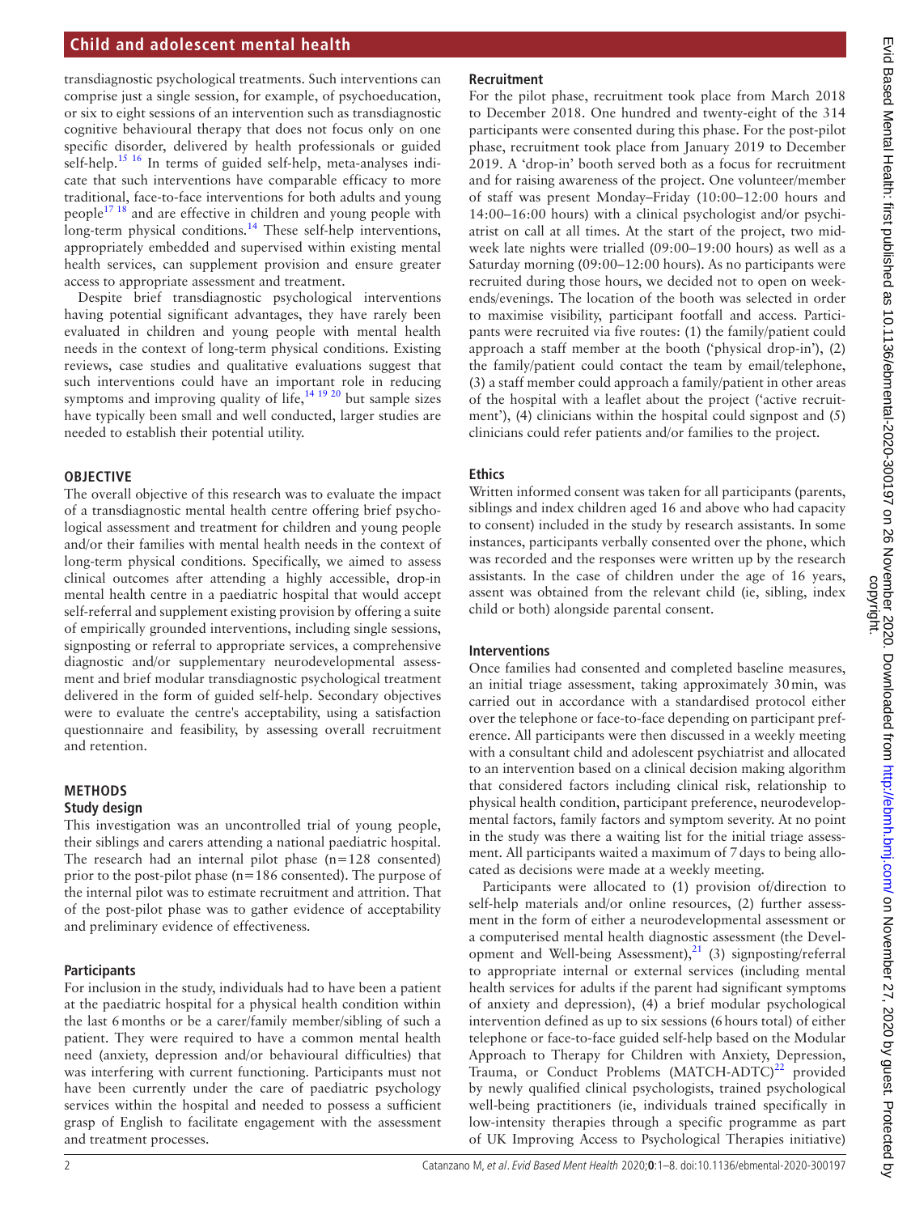transdiagnostic psychological treatments. Such interventions can comprise just a single session, for example, of psychoeducation, or six to eight sessions of an intervention such as transdiagnostic cognitive behavioural therapy that does not focus only on one specific disorder, delivered by health professionals or guided self-help.[15 16] In terms of guided self-help, meta-analyses indicate that such interventions have comparable efficacy to more traditional, face-to-face interventions for both adults and young people[17 18] and are effective in children and young people with long-term physical conditions.[14] These self-help interventions, appropriately embedded and supervised within existing mental health services, can supplement provision and ensure greater access to appropriate assessment and treatment.

Despite brief transdiagnostic psychological interventions having potential significant advantages, they have rarely been evaluated in children and young people with mental health needs in the context of long-term physical conditions. Existing reviews, case studies and qualitative evaluations suggest that such interventions could have an important role in reducing symptoms and improving quality of life,[14 19 20] but sample sizes have typically been small and well conducted, larger studies are needed to establish their potential utility.

## OBJECTIVE

The overall objective of this research was to evaluate the impact of a transdiagnostic mental health centre offering brief psychological assessment and treatment for children and young people and/or their families with mental health needs in the context of long-term physical conditions. Specifically, we aimed to assess clinical outcomes after attending a highly accessible, drop-in mental health centre in a paediatric hospital that would accept self-referral and supplement existing provision by offering a suite of empirically grounded interventions, including single sessions, signposting or referral to appropriate services, a comprehensive diagnostic and/or supplementary neurodevelopmental assessment and brief modular transdiagnostic psychological treatment delivered in the form of guided self-help. Secondary objectives were to evaluate the centre's acceptability, using a satisfaction questionnaire and feasibility, by assessing overall recruitment and retention.

## METHODS

### Study design

This investigation was an uncontrolled trial of young people, their siblings and carers attending a national paediatric hospital. The research had an internal pilot phase (n=128 consented) prior to the post-pilot phase (n=186 consented). The purpose of the internal pilot was to estimate recruitment and attrition. That of the post-pilot phase was to gather evidence of acceptability and preliminary evidence of effectiveness.

### Participants

For inclusion in the study, individuals had to have been a patient at the paediatric hospital for a physical health condition within the last 6 months or be a carer/family member/sibling of such a patient. They were required to have a common mental health need (anxiety, depression and/or behavioural difficulties) that was interfering with current functioning. Participants must not have been currently under the care of paediatric psychology services within the hospital and needed to possess a sufficient grasp of English to facilitate engagement with the assessment and treatment processes.

### Recruitment

For the pilot phase, recruitment took place from March 2018 to December 2018. One hundred and twenty-eight of the 314 participants were consented during this phase. For the post-pilot phase, recruitment took place from January 2019 to December 2019. A 'drop-in' booth served both as a focus for recruitment and for raising awareness of the project. One volunteer/member of staff was present Monday–Friday (10:00–12:00 hours and 14:00–16:00 hours) with a clinical psychologist and/or psychiatrist on call at all times. At the start of the project, two midweek late nights were trialled (09:00–19:00 hours) as well as a Saturday morning (09:00–12:00 hours). As no participants were recruited during those hours, we decided not to open on weekends/evenings. The location of the booth was selected in order to maximise visibility, participant footfall and access. Participants were recruited via five routes: (1) the family/patient could approach a staff member at the booth ('physical drop-in'), (2) the family/patient could contact the team by email/telephone, (3) a staff member could approach a family/patient in other areas of the hospital with a leaflet about the project ('active recruitment'), (4) clinicians within the hospital could signpost and (5) clinicians could refer patients and/or families to the project.

### Ethics

Written informed consent was taken for all participants (parents, siblings and index children aged 16 and above who had capacity to consent) included in the study by research assistants. In some instances, participants verbally consented over the phone, which was recorded and the responses were written up by the research assistants. In the case of children under the age of 16 years, assent was obtained from the relevant child (ie, sibling, index child or both) alongside parental consent.

### Interventions

Once families had consented and completed baseline measures, an initial triage assessment, taking approximately 30 min, was carried out in accordance with a standardised protocol either over the telephone or face-to-face depending on participant preference. All participants were then discussed in a weekly meeting with a consultant child and adolescent psychiatrist and allocated to an intervention based on a clinical decision making algorithm that considered factors including clinical risk, relationship to physical health condition, participant preference, neurodevelopmental factors, family factors and symptom severity. At no point in the study was there a waiting list for the initial triage assessment. All participants waited a maximum of 7 days to being allocated as decisions were made at a weekly meeting.

Participants were allocated to (1) provision of/direction to self-help materials and/or online resources, (2) further assessment in the form of either a neurodevelopmental assessment or a computerised mental health diagnostic assessment (the Development and Well-being Assessment),[21] (3) signposting/referral to appropriate internal or external services (including mental health services for adults if the parent had significant symptoms of anxiety and depression), (4) a brief modular psychological intervention defined as up to six sessions (6 hours total) of either telephone or face-to-face guided self-help based on the Modular Approach to Therapy for Children with Anxiety, Depression, Trauma, or Conduct Problems (MATCH-ADTC)[22] provided by newly qualified clinical psychologists, trained psychological well-being practitioners (ie, individuals trained specifically in low-intensity therapies through a specific programme as part of UK Improving Access to Psychological Therapies initiative)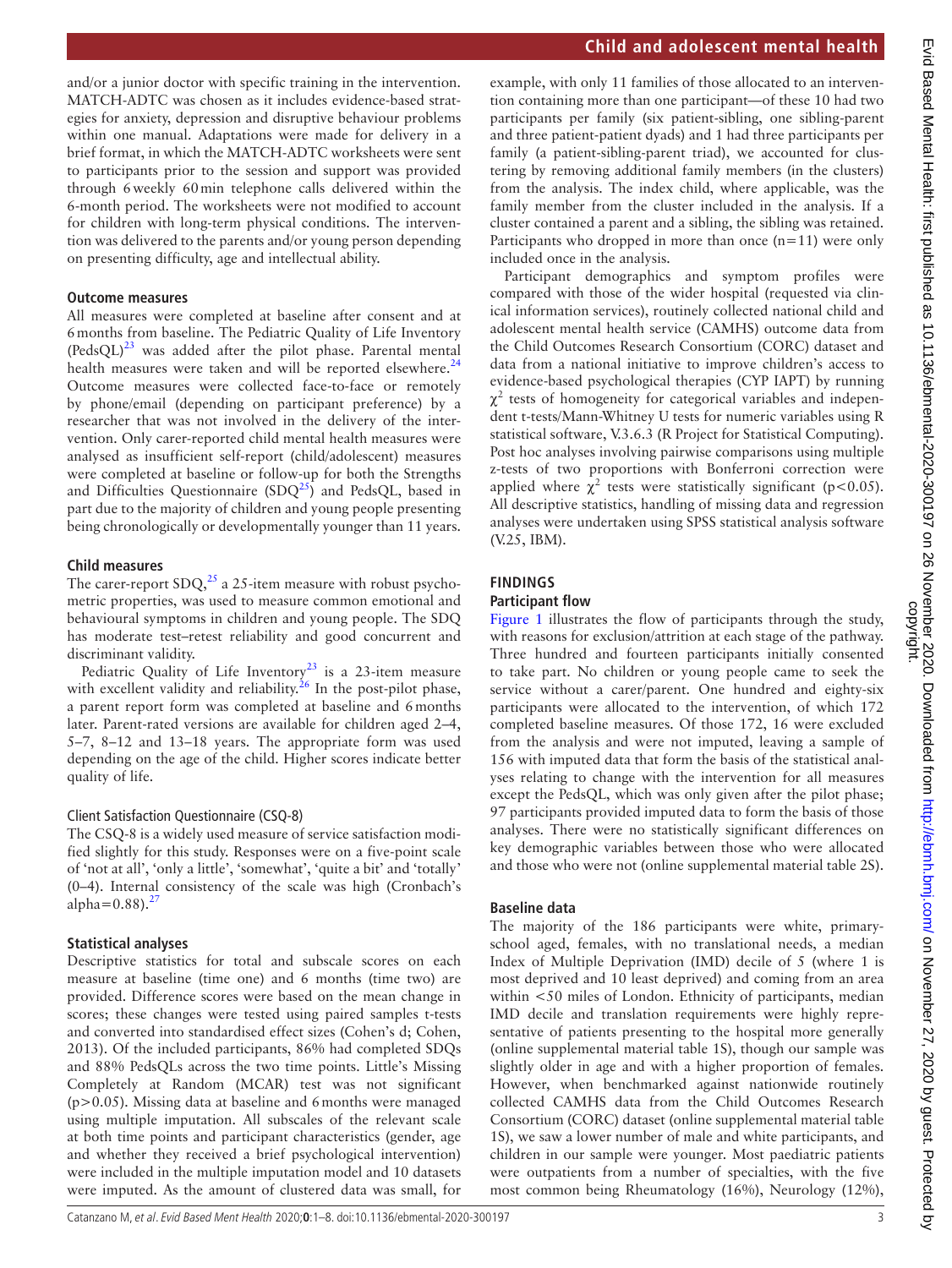and/or a junior doctor with specific training in the intervention. MATCH-ADTC was chosen as it includes evidence-based strategies for anxiety, depression and disruptive behaviour problems within one manual. Adaptations were made for delivery in a brief format, in which the MATCH-ADTC worksheets were sent to participants prior to the session and support was provided through 6 weekly 60 min telephone calls delivered within the 6-month period. The worksheets were not modified to account for children with long-term physical conditions. The intervention was delivered to the parents and/or young person depending on presenting difficulty, age and intellectual ability.

### Outcome measures

All measures were completed at baseline after consent and at 6 months from baseline. The Pediatric Quality of Life Inventory (PedsQL)[23] was added after the pilot phase. Parental mental health measures were taken and will be reported elsewhere.[24] Outcome measures were collected face-to-face or remotely by phone/email (depending on participant preference) by a researcher that was not involved in the delivery of the intervention. Only carer-reported child mental health measures were analysed as insufficient self-report (child/adolescent) measures were completed at baseline or follow-up for both the Strengths and Difficulties Questionnaire (SDQ[25]) and PedsQL, based in part due to the majority of children and young people presenting being chronologically or developmentally younger than 11 years.

### Child measures

The carer-report SDQ,[25] a 25-item measure with robust psychometric properties, was used to measure common emotional and behavioural symptoms in children and young people. The SDQ has moderate test–retest reliability and good concurrent and discriminant validity.

Pediatric Quality of Life Inventory[23] is a 23-item measure with excellent validity and reliability.[26] In the post-pilot phase, a parent report form was completed at baseline and 6 months later. Parent-rated versions are available for children aged 2–4, 5–7, 8–12 and 13–18 years. The appropriate form was used depending on the age of the child. Higher scores indicate better quality of life.

#### Client Satisfaction Questionnaire (CSQ-8)

The CSQ-8 is a widely used measure of service satisfaction modified slightly for this study. Responses were on a five-point scale of 'not at all', 'only a little', 'somewhat', 'quite a bit' and 'totally' (0–4). Internal consistency of the scale was high (Cronbach's alpha=0.88).[27]

### Statistical analyses

Descriptive statistics for total and subscale scores on each measure at baseline (time one) and 6 months (time two) are provided. Difference scores were based on the mean change in scores; these changes were tested using paired samples t-tests and converted into standardised effect sizes (Cohen's d; Cohen, 2013). Of the included participants, 86% had completed SDQs and 88% PedsQLs across the two time points. Little's Missing Completely at Random (MCAR) test was not significant ($p>0.05$). Missing data at baseline and 6 months were managed using multiple imputation. All subscales of the relevant scale at both time points and participant characteristics (gender, age and whether they received a brief psychological intervention) were included in the multiple imputation model and 10 datasets were imputed. As the amount of clustered data was small, for example, with only 11 families of those allocated to an intervention containing more than one participant—of these 10 had two participants per family (six patient-sibling, one sibling-parent and three patient-patient dyads) and 1 had three participants per family (a patient-sibling-parent triad), we accounted for clustering by removing additional family members (in the clusters) from the analysis. The index child, where applicable, was the family member from the cluster included in the analysis. If a cluster contained a parent and a sibling, the sibling was retained. Participants who dropped in more than once (n=11) were only included once in the analysis.

Participant demographics and symptom profiles were compared with those of the wider hospital (requested via clinical information services), routinely collected national child and adolescent mental health service (CAMHS) outcome data from the Child Outcomes Research Consortium (CORC) dataset and data from a national initiative to improve children's access to evidence-based psychological therapies (CYP IAPT) by running $\chi^2$ tests of homogeneity for categorical variables and independent t-tests/Mann-Whitney U tests for numeric variables using R statistical software, V.3.6.3 (R Project for Statistical Computing). Post hoc analyses involving pairwise comparisons using multiple z-tests of two proportions with Bonferroni correction were applied where $\chi^2$ tests were statistically significant ($p<0.05$). All descriptive statistics, handling of missing data and regression analyses were undertaken using SPSS statistical analysis software (V.25, IBM).

## FINDINGS

### Participant flow

Figure 1 illustrates the flow of participants through the study, with reasons for exclusion/attrition at each stage of the pathway. Three hundred and fourteen participants initially consented to take part. No children or young people came to seek the service without a carer/parent. One hundred and eighty-six participants were allocated to the intervention, of which 172 completed baseline measures. Of those 172, 16 were excluded from the analysis and were not imputed, leaving a sample of 156 with imputed data that form the basis of the statistical analyses relating to change with the intervention for all measures except the PedsQL, which was only given after the pilot phase; 97 participants provided imputed data to form the basis of those analyses. There were no statistically significant differences on key demographic variables between those who were allocated and those who were not (online supplemental material table 2S).

### Baseline data

The majority of the 186 participants were white, primary-school aged, females, with no translational needs, a median Index of Multiple Deprivation (IMD) decile of 5 (where 1 is most deprived and 10 least deprived) and coming from an area within <50 miles of London. Ethnicity of participants, median IMD decile and translation requirements were highly representative of patients presenting to the hospital more generally (online supplemental material table 1S), though our sample was slightly older in age and with a higher proportion of females. However, when benchmarked against nationwide routinely collected CAMHS data from the Child Outcomes Research Consortium (CORC) dataset (online supplemental material table 1S), we saw a lower number of male and white participants, and children in our sample were younger. Most paediatric patients were outpatients from a number of specialties, with the five most common being Rheumatology (16%), Neurology (12%),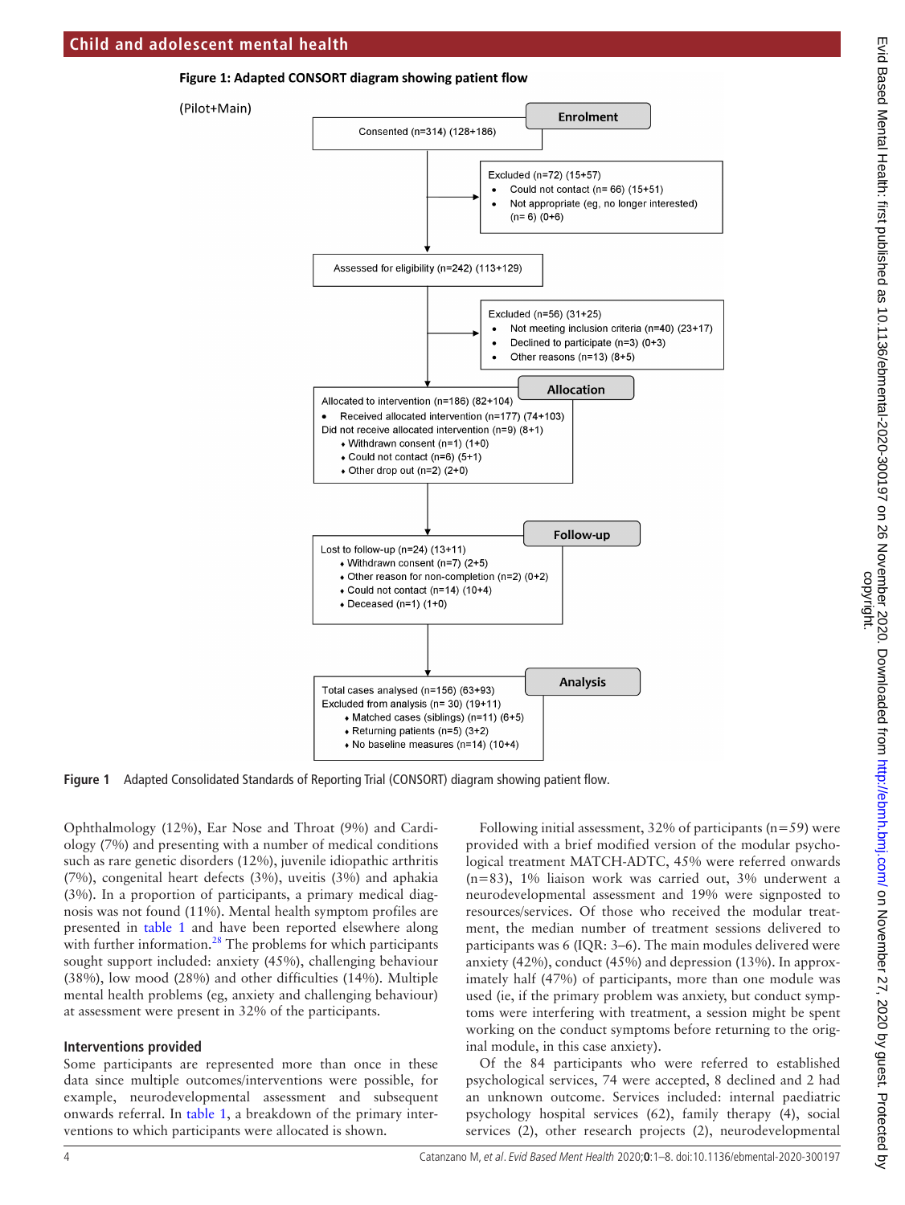## Figure 1: Adapted CONSORT diagram showing patient flow

(Pilot+Main)

**Enrolment**

Consented (n=314) (128+186)

Excluded (n=72) (15+57)
- Could not contact (n= 66) (15+51)
- Not appropriate (eg, no longer interested) (n= 6) (0+6)

Assessed for eligibility (n=242) (113+129)

Excluded (n=56) (31+25)
- Not meeting inclusion criteria (n=40) (23+17)
- Declined to participate (n=3) (0+3)
- Other reasons (n=13) (8+5)

**Allocation**

Allocated to intervention (n=186) (82+104)
- Received allocated intervention (n=177) (74+103)

Did not receive allocated intervention (n=9) (8+1)
- Withdrawn consent (n=1) (1+0)
- Could not contact (n=6) (5+1)
- Other drop out (n=2) (2+0)

**Follow-up**

Lost to follow-up (n=24) (13+11)
- Withdrawn consent (n=7) (2+5)
- Other reason for non-completion (n=2) (0+2)
- Could not contact (n=14) (10+4)
- Deceased (n=1) (1+0)

**Analysis**

Total cases analysed (n=156) (63+93)

Excluded from analysis (n= 30) (19+11)
- Matched cases (siblings) (n=11) (6+5)
- Returning patients (n=5) (3+2)
- No baseline measures (n=14) (10+4)

**Figure 1** Adapted Consolidated Standards of Reporting Trial (CONSORT) diagram showing patient flow.

Ophthalmology (12%), Ear Nose and Throat (9%) and Cardiology (7%) and presenting with a number of medical conditions such as rare genetic disorders (12%), juvenile idiopathic arthritis (7%), congenital heart defects (3%), uveitis (3%) and aphakia (3%). In a proportion of participants, a primary medical diagnosis was not found (11%). Mental health symptom profiles are presented in table 1 and have been reported elsewhere along with further information.[28] The problems for which participants sought support included: anxiety (45%), challenging behaviour (38%), low mood (28%) and other difficulties (14%). Multiple mental health problems (eg, anxiety and challenging behaviour) at assessment were present in 32% of the participants.

### Interventions provided

Some participants are represented more than once in these data since multiple outcomes/interventions were possible, for example, neurodevelopmental assessment and subsequent onwards referral. In table 1, a breakdown of the primary interventions to which participants were allocated is shown.

Following initial assessment, 32% of participants (n=59) were provided with a brief modified version of the modular psychological treatment MATCH-ADTC, 45% were referred onwards (n=83), 1% liaison work was carried out, 3% underwent a neurodevelopmental assessment and 19% were signposted to resources/services. Of those who received the modular treatment, the median number of treatment sessions delivered to participants was 6 (IQR: 3–6). The main modules delivered were anxiety (42%), conduct (45%) and depression (13%). In approximately half (47%) of participants, more than one module was used (ie, if the primary problem was anxiety, but conduct symptoms were interfering with treatment, a session might be spent working on the conduct symptoms before returning to the original module, in this case anxiety).

Of the 84 participants who were referred to established psychological services, 74 were accepted, 8 declined and 2 had an unknown outcome. Services included: internal paediatric psychology hospital services (62), family therapy (4), social services (2), other research projects (2), neurodevelopmental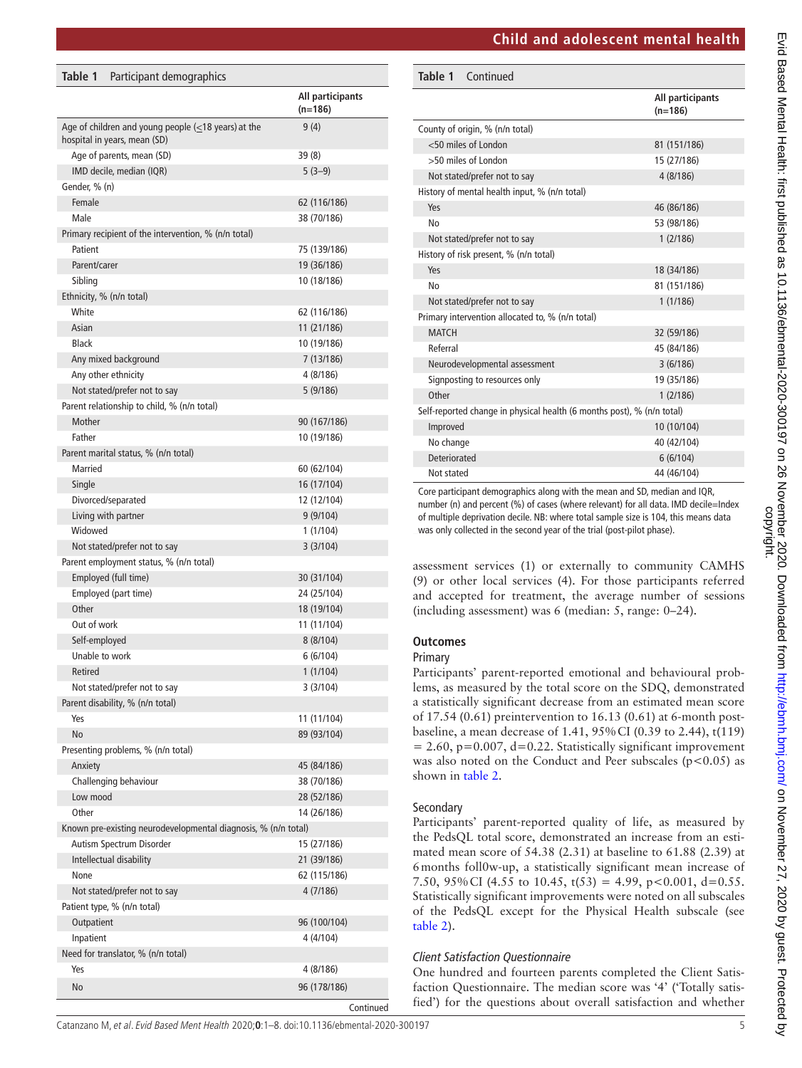**Table 1** Participant demographics

| | All participants (n=186) |
|---|---|
| Age of children and young people (≤18 years) at the hospital in years, mean (SD) | 9 (4) |
| Age of parents, mean (SD) | 39 (8) |
| IMD decile, median (IQR) | 5 (3–9) |
| Gender, % (n) | |
| Female | 62 (116/186) |
| Male | 38 (70/186) |
| Primary recipient of the intervention, % (n/n total) | |
| Patient | 75 (139/186) |
| Parent/carer | 19 (36/186) |
| Sibling | 10 (18/186) |
| Ethnicity, % (n/n total) | |
| White | 62 (116/186) |
| Asian | 11 (21/186) |
| Black | 10 (19/186) |
| Any mixed background | 7 (13/186) |
| Any other ethnicity | 4 (8/186) |
| Not stated/prefer not to say | 5 (9/186) |
| Parent relationship to child, % (n/n total) | |
| Mother | 90 (167/186) |
| Father | 10 (19/186) |
| Parent marital status, % (n/n total) | |
| Married | 60 (62/104) |
| Single | 16 (17/104) |
| Divorced/separated | 12 (12/104) |
| Living with partner | 9 (9/104) |
| Widowed | 1 (1/104) |
| Not stated/prefer not to say | 3 (3/104) |
| Parent employment status, % (n/n total) | |
| Employed (full time) | 30 (31/104) |
| Employed (part time) | 24 (25/104) |
| Other | 18 (19/104) |
| Out of work | 11 (11/104) |
| Self-employed | 8 (8/104) |
| Unable to work | 6 (6/104) |
| Retired | 1 (1/104) |
| Not stated/prefer not to say | 3 (3/104) |
| Parent disability, % (n/n total) | |
| Yes | 11 (11/104) |
| No | 89 (93/104) |
| Presenting problems, % (n/n total) | |
| Anxiety | 45 (84/186) |
| Challenging behaviour | 38 (70/186) |
| Low mood | 28 (52/186) |
| Other | 14 (26/186) |
| Known pre-existing neurodevelopmental diagnosis, % (n/n total) | |
| Autism Spectrum Disorder | 15 (27/186) |
| Intellectual disability | 21 (39/186) |
| None | 62 (115/186) |
| Not stated/prefer not to say | 4 (7/186) |
| Patient type, % (n/n total) | |
| Outpatient | 96 (100/104) |
| Inpatient | 4 (4/104) |
| Need for translator, % (n/n total) | |
| Yes | 4 (8/186) |
| No | 96 (178/186) |
| County of origin, % (n/n total) | |
| <50 miles of London | 81 (151/186) |
| >50 miles of London | 15 (27/186) |
| Not stated/prefer not to say | 4 (8/186) |
| History of mental health input, % (n/n total) | |
| Yes | 46 (86/186) |
| No | 53 (98/186) |
| Not stated/prefer not to say | 1 (2/186) |
| History of risk present, % (n/n total) | |
| Yes | 18 (34/186) |
| No | 81 (151/186) |
| Not stated/prefer not to say | 1 (1/186) |
| Primary intervention allocated to, % (n/n total) | |
| MATCH | 32 (59/186) |
| Referral | 45 (84/186) |
| Neurodevelopmental assessment | 3 (6/186) |
| Signposting to resources only | 19 (35/186) |
| Other | 1 (2/186) |
| Self-reported change in physical health (6 months post), % (n/n total) | |
| Improved | 10 (10/104) |
| No change | 40 (42/104) |
| Deteriorated | 6 (6/104) |
| Not stated | 44 (46/104) |

Core participant demographics along with the mean and SD, median and IQR, number (n) and percent (%) of cases (where relevant) for all data. IMD decile=Index of multiple deprivation decile. NB: where total sample size is 104, this means data was only collected in the second year of the trial (post-pilot phase).

assessment services (1) or externally to community CAMHS (9) or other local services (4). For those participants referred and accepted for treatment, the average number of sessions (including assessment) was 6 (median: 5, range: 0–24).

## Outcomes

### Primary

Participants' parent-reported emotional and behavioural problems, as measured by the total score on the SDQ, demonstrated a statistically significant decrease from an estimated mean score of 17.54 (0.61) preintervention to 16.13 (0.61) at 6-month post-baseline, a mean decrease of 1.41, 95% CI (0.39 to 2.44), $t(119) = 2.60$, $p=0.007$, $d=0.22$. Statistically significant improvement was also noted on the Conduct and Peer subscales ($p<0.05$) as shown in table 2.

### Secondary

Participants' parent-reported quality of life, as measured by the PedsQL total score, demonstrated an increase from an estimated mean score of 54.38 (2.31) at baseline to 61.88 (2.39) at 6 months foll0w-up, a statistically significant mean increase of 7.50, 95% CI (4.55 to 10.45, $t(53) = 4.99$, $p<0.001$, $d=0.55$. Statistically significant improvements were noted on all subscales of the PedsQL except for the Physical Health subscale (see table 2).

### *Client Satisfaction Questionnaire*

One hundred and fourteen parents completed the Client Satisfaction Questionnaire. The median score was '4' ('Totally satisfied') for the questions about overall satisfaction and whether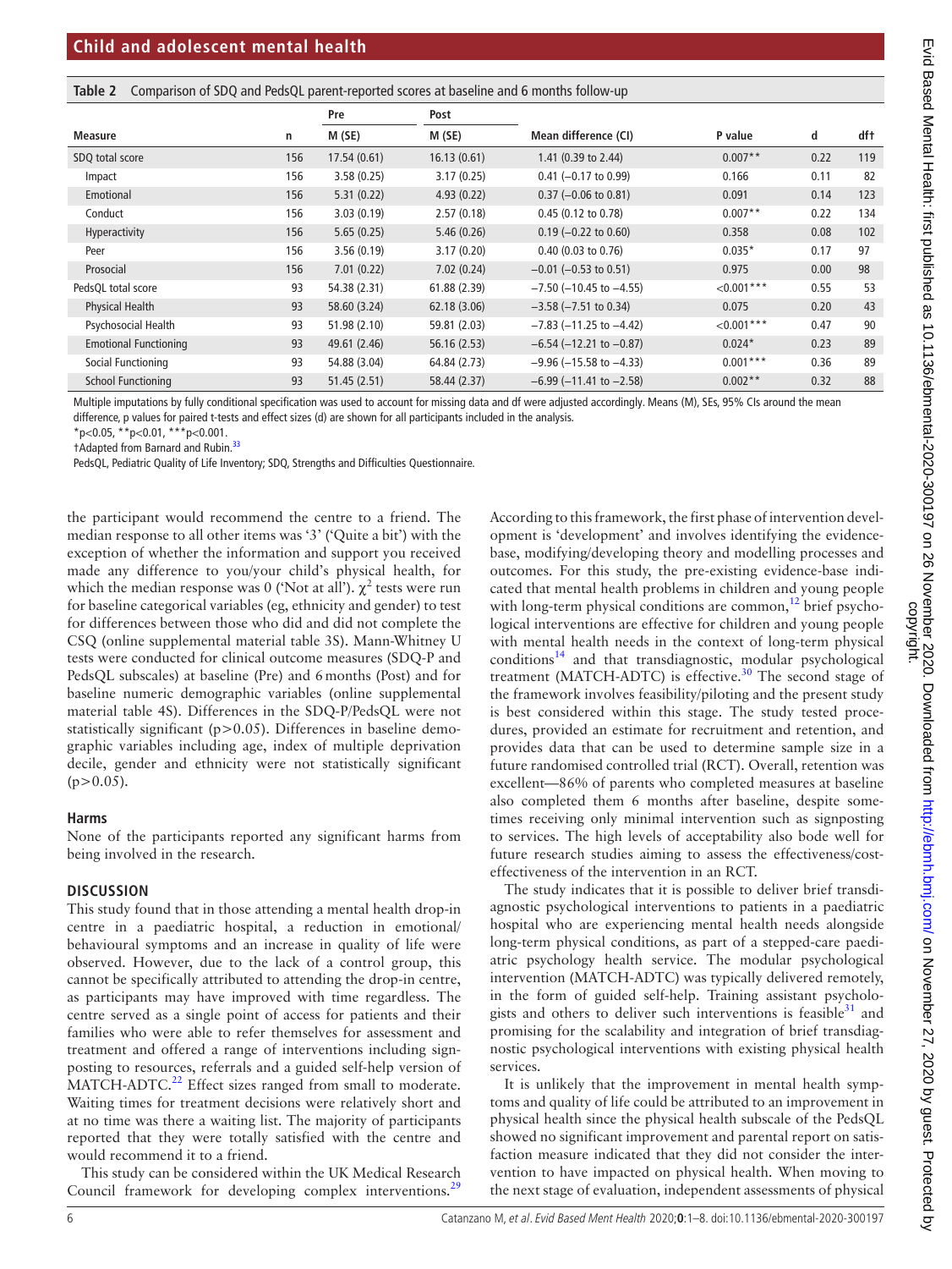**Table 2** Comparison of SDQ and PedsQL parent-reported scores at baseline and 6 months follow-up

| Measure | n | Pre M (SE) | Post M (SE) | Mean difference (CI) | P value | d | df† |
|---|---|---|---|---|---|---|---|
| SDQ total score | 156 | 17.54 (0.61) | 16.13 (0.61) | 1.41 (0.39 to 2.44) | 0.007** | 0.22 | 119 |
| Impact | 156 | 3.58 (0.25) | 3.17 (0.25) | 0.41 (−0.17 to 0.99) | 0.166 | 0.11 | 82 |
| Emotional | 156 | 5.31 (0.22) | 4.93 (0.22) | 0.37 (−0.06 to 0.81) | 0.091 | 0.14 | 123 |
| Conduct | 156 | 3.03 (0.19) | 2.57 (0.18) | 0.45 (0.12 to 0.78) | 0.007** | 0.22 | 134 |
| Hyperactivity | 156 | 5.65 (0.25) | 5.46 (0.26) | 0.19 (−0.22 to 0.60) | 0.358 | 0.08 | 102 |
| Peer | 156 | 3.56 (0.19) | 3.17 (0.20) | 0.40 (0.03 to 0.76) | 0.035* | 0.17 | 97 |
| Prosocial | 156 | 7.01 (0.22) | 7.02 (0.24) | −0.01 (−0.53 to 0.51) | 0.975 | 0.00 | 98 |
| PedsQL total score | 93 | 54.38 (2.31) | 61.88 (2.39) | −7.50 (−10.45 to −4.55) | <0.001*** | 0.55 | 53 |
| Physical Health | 93 | 58.60 (3.24) | 62.18 (3.06) | −3.58 (−7.51 to 0.34) | 0.075 | 0.20 | 43 |
| Psychosocial Health | 93 | 51.98 (2.10) | 59.81 (2.03) | −7.83 (−11.25 to −4.42) | <0.001*** | 0.47 | 90 |
| Emotional Functioning | 93 | 49.61 (2.46) | 56.16 (2.53) | −6.54 (−12.21 to −0.87) | 0.024* | 0.23 | 89 |
| Social Functioning | 93 | 54.88 (3.04) | 64.84 (2.73) | −9.96 (−15.58 to −4.33) | 0.001*** | 0.36 | 89 |
| School Functioning | 93 | 51.45 (2.51) | 58.44 (2.37) | −6.99 (−11.41 to −2.58) | 0.002** | 0.32 | 88 |

Multiple imputations by fully conditional specification was used to account for missing data and df were adjusted accordingly. Means (M), SEs, 95% CIs around the mean difference, p values for paired t-tests and effect sizes (d) are shown for all participants included in the analysis.

*p<0.05, **p<0.01, ***p<0.001.

†Adapted from Barnard and Rubin.[33]

PedsQL, Pediatric Quality of Life Inventory; SDQ, Strengths and Difficulties Questionnaire.

the participant would recommend the centre to a friend. The median response to all other items was '3' ('Quite a bit') with the exception of whether the information and support you received made any difference to you/your child's physical health, for which the median response was 0 ('Not at all'). $\chi^2$ tests were run for baseline categorical variables (eg, ethnicity and gender) to test for differences between those who did and did not complete the CSQ (online supplemental material table 3S). Mann-Whitney U tests were conducted for clinical outcome measures (SDQ-P and PedsQL subscales) at baseline (Pre) and 6 months (Post) and for baseline numeric demographic variables (online supplemental material table 4S). Differences in the SDQ-P/PedsQL were not statistically significant (p>0.05). Differences in baseline demographic variables including age, index of multiple deprivation decile, gender and ethnicity were not statistically significant (p>0.05).

### Harms

None of the participants reported any significant harms from being involved in the research.

## DISCUSSION

This study found that in those attending a mental health drop-in centre in a paediatric hospital, a reduction in emotional/behavioural symptoms and an increase in quality of life were observed. However, due to the lack of a control group, this cannot be specifically attributed to attending the drop-in centre, as participants may have improved with time regardless. The centre served as a single point of access for patients and their families who were able to refer themselves for assessment and treatment and offered a range of interventions including signposting to resources, referrals and a guided self-help version of MATCH-ADTC.[22] Effect sizes ranged from small to moderate. Waiting times for treatment decisions were relatively short and at no time was there a waiting list. The majority of participants reported that they were totally satisfied with the centre and would recommend it to a friend.

This study can be considered within the UK Medical Research Council framework for developing complex interventions.[29] According to this framework, the first phase of intervention development is 'development' and involves identifying the evidence-base, modifying/developing theory and modelling processes and outcomes. For this study, the pre-existing evidence-base indicated that mental health problems in children and young people with long-term physical conditions are common,[12] brief psychological interventions are effective for children and young people with mental health needs in the context of long-term physical conditions[14] and that transdiagnostic, modular psychological treatment (MATCH-ADTC) is effective.[30] The second stage of the framework involves feasibility/piloting and the present study is best considered within this stage. The study tested procedures, provided an estimate for recruitment and retention, and provides data that can be used to determine sample size in a future randomised controlled trial (RCT). Overall, retention was excellent—86% of parents who completed measures at baseline also completed them 6 months after baseline, despite sometimes receiving only minimal intervention such as signposting to services. The high levels of acceptability also bode well for future research studies aiming to assess the effectiveness/cost-effectiveness of the intervention in an RCT.

The study indicates that it is possible to deliver brief transdiagnostic psychological interventions to patients in a paediatric hospital who are experiencing mental health needs alongside long-term physical conditions, as part of a stepped-care paediatric psychology health service. The modular psychological intervention (MATCH-ADTC) was typically delivered remotely, in the form of guided self-help. Training assistant psychologists and others to deliver such interventions is feasible[31] and promising for the scalability and integration of brief transdiagnostic psychological interventions with existing physical health services.

It is unlikely that the improvement in mental health symptoms and quality of life could be attributed to an improvement in physical health since the physical health subscale of the PedsQL showed no significant improvement and parental report on satisfaction measure indicated that they did not consider the intervention to have impacted on physical health. When moving to the next stage of evaluation, independent assessments of physical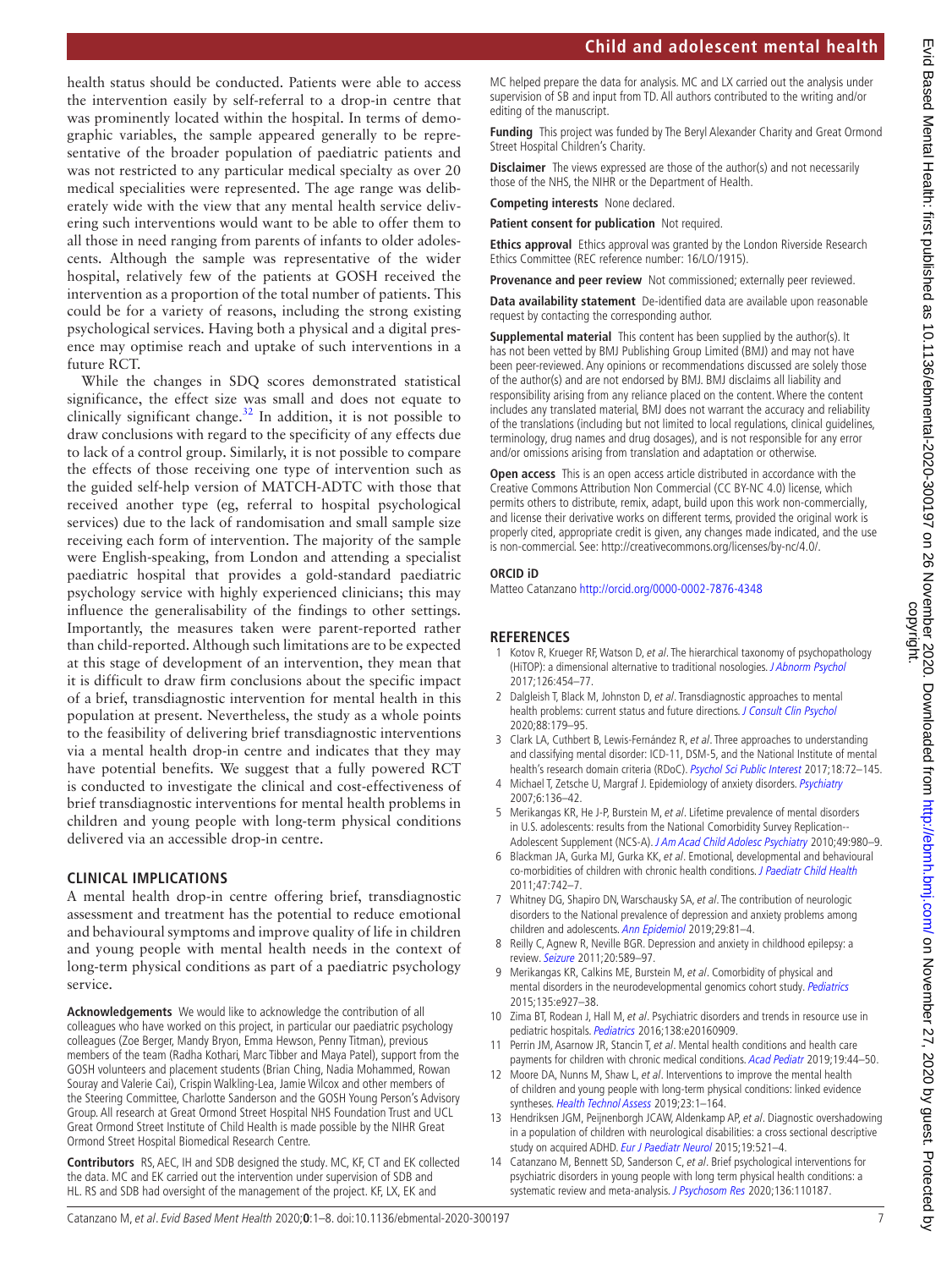health status should be conducted. Patients were able to access the intervention easily by self-referral to a drop-in centre that was prominently located within the hospital. In terms of demographic variables, the sample appeared generally to be representative of the broader population of paediatric patients and was not restricted to any particular medical specialty as over 20 medical specialities were represented. The age range was deliberately wide with the view that any mental health service delivering such interventions would want to be able to offer them to all those in need ranging from parents of infants to older adolescents. Although the sample was representative of the wider hospital, relatively few of the patients at GOSH received the intervention as a proportion of the total number of patients. This could be for a variety of reasons, including the strong existing psychological services. Having both a physical and a digital presence may optimise reach and uptake of such interventions in a future RCT.

While the changes in SDQ scores demonstrated statistical significance, the effect size was small and does not equate to clinically significant change.[32] In addition, it is not possible to draw conclusions with regard to the specificity of any effects due to lack of a control group. Similarly, it is not possible to compare the effects of those receiving one type of intervention such as the guided self-help version of MATCH-ADTC with those that received another type (eg, referral to hospital psychological services) due to the lack of randomisation and small sample size receiving each form of intervention. The majority of the sample were English-speaking, from London and attending a specialist paediatric hospital that provides a gold-standard paediatric psychology service with highly experienced clinicians; this may influence the generalisability of the findings to other settings. Importantly, the measures taken were parent-reported rather than child-reported. Although such limitations are to be expected at this stage of development of an intervention, they mean that it is difficult to draw firm conclusions about the specific impact of a brief, transdiagnostic intervention for mental health in this population at present. Nevertheless, the study as a whole points to the feasibility of delivering brief transdiagnostic interventions via a mental health drop-in centre and indicates that they may have potential benefits. We suggest that a fully powered RCT is conducted to investigate the clinical and cost-effectiveness of brief transdiagnostic interventions for mental health problems in children and young people with long-term physical conditions delivered via an accessible drop-in centre.

## CLINICAL IMPLICATIONS

A mental health drop-in centre offering brief, transdiagnostic assessment and treatment has the potential to reduce emotional and behavioural symptoms and improve quality of life in children and young people with mental health needs in the context of long-term physical conditions as part of a paediatric psychology service.

**Acknowledgements** We would like to acknowledge the contribution of all colleagues who have worked on this project, in particular our paediatric psychology colleagues (Zoe Berger, Mandy Bryon, Emma Hewson, Penny Titman), previous members of the team (Radha Kothari, Marc Tibber and Maya Patel), support from the GOSH volunteers and placement students (Brian Ching, Nadia Mohammed, Rowan Souray and Valerie Cai), Crispin Walkling-Lea, Jamie Wilcox and other members of the Steering Committee, Charlotte Sanderson and the GOSH Young Person's Advisory Group. All research at Great Ormond Street Hospital NHS Foundation Trust and UCL Great Ormond Street Institute of Child Health is made possible by the NIHR Great Ormond Street Hospital Biomedical Research Centre.

**Contributors** RS, AEC, IH and SDB designed the study. MC, KF, CT and EK collected the data. MC and EK carried out the intervention under supervision of SDB and HL. RS and SDB had oversight of the management of the project. KF, LX, EK and MC helped prepare the data for analysis. MC and LX carried out the analysis under supervision of SB and input from TD. All authors contributed to the writing and/or editing of the manuscript.

**Funding** This project was funded by The Beryl Alexander Charity and Great Ormond Street Hospital Children's Charity.

**Disclaimer** The views expressed are those of the author(s) and not necessarily those of the NHS, the NIHR or the Department of Health.

**Competing interests** None declared.

**Patient consent for publication** Not required.

**Ethics approval** Ethics approval was granted by the London Riverside Research Ethics Committee (REC reference number: 16/LO/1915).

**Provenance and peer review** Not commissioned; externally peer reviewed.

**Data availability statement** De-identified data are available upon reasonable request by contacting the corresponding author.

**Supplemental material** This content has been supplied by the author(s). It has not been vetted by BMJ Publishing Group Limited (BMJ) and may not have been peer-reviewed. Any opinions or recommendations discussed are solely those of the author(s) and are not endorsed by BMJ. BMJ disclaims all liability and responsibility arising from any reliance placed on the content. Where the content includes any translated material, BMJ does not warrant the accuracy and reliability of the translations (including but not limited to local regulations, clinical guidelines, terminology, drug names and drug dosages), and is not responsible for any error and/or omissions arising from translation and adaptation or otherwise.

**Open access** This is an open access article distributed in accordance with the Creative Commons Attribution Non Commercial (CC BY-NC 4.0) license, which permits others to distribute, remix, adapt, build upon this work non-commercially, and license their derivative works on different terms, provided the original work is properly cited, appropriate credit is given, any changes made indicated, and the use is non-commercial. See: http://creativecommons.org/licenses/by-nc/4.0/.

### ORCID iD

Matteo Catanzano http://orcid.org/0000-0002-7876-4348

## REFERENCES

1. Kotov R, Krueger RF, Watson D, *et al*. The hierarchical taxonomy of psychopathology (HiTOP): a dimensional alternative to traditional nosologies. *J Abnorm Psychol* 2017;126:454–77.
2. Dalgleish T, Black M, Johnston D, *et al*. Transdiagnostic approaches to mental health problems: current status and future directions. *J Consult Clin Psychol* 2020;88:179–95.
3. Clark LA, Cuthbert B, Lewis-Fernández R, *et al*. Three approaches to understanding and classifying mental disorder: ICD-11, DSM-5, and the National Institute of mental health's research domain criteria (RDoC). *Psychol Sci Public Interest* 2017;18:72–145.
4. Michael T, Zetsche U, Margraf J. Epidemiology of anxiety disorders. *Psychiatry* 2007;6:136–42.
5. Merikangas KR, He J-P, Burstein M, *et al*. Lifetime prevalence of mental disorders in U.S. adolescents: results from the National Comorbidity Survey Replication--Adolescent Supplement (NCS-A). *J Am Acad Child Adolesc Psychiatry* 2010;49:980–9.
6. Blackman JA, Gurka MJ, Gurka KK, *et al*. Emotional, developmental and behavioural co-morbidities of children with chronic health conditions. *J Paediatr Child Health* 2011;47:742–7.
7. Whitney DG, Shapiro DN, Warschausky SA, *et al*. The contribution of neurologic disorders to the National prevalence of depression and anxiety problems among children and adolescents. *Ann Epidemiol* 2019;29:81–4.
8. Reilly C, Agnew R, Neville BGR. Depression and anxiety in childhood epilepsy: a review. *Seizure* 2011;20:589–97.
9. Merikangas KR, Calkins ME, Burstein M, *et al*. Comorbidity of physical and mental disorders in the neurodevelopmental genomics cohort study. *Pediatrics* 2015;135:e927–38.
10. Zima BT, Rodean J, Hall M, *et al*. Psychiatric disorders and trends in resource use in pediatric hospitals. *Pediatrics* 2016;138:e20160909.
11. Perrin JM, Asarnow JR, Stancin T, *et al*. Mental health conditions and health care payments for children with chronic medical conditions. *Acad Pediatr* 2019;19:44–50.
12. Moore DA, Nunns M, Shaw L, *et al*. Interventions to improve the mental health of children and young people with long-term physical conditions: linked evidence syntheses. *Health Technol Assess* 2019;23:1–164.
13. Hendriksen JGM, Peijnenborgh JCAW, Aldenkamp AP, *et al*. Diagnostic overshadowing in a population of children with neurological disabilities: a cross sectional descriptive study on acquired ADHD. *Eur J Paediatr Neurol* 2015;19:521–4.
14. Catanzano M, Bennett SD, Sanderson C, *et al*. Brief psychological interventions for psychiatric disorders in young people with long term physical health conditions: a systematic review and meta-analysis. *J Psychosom Res* 2020;136:110187.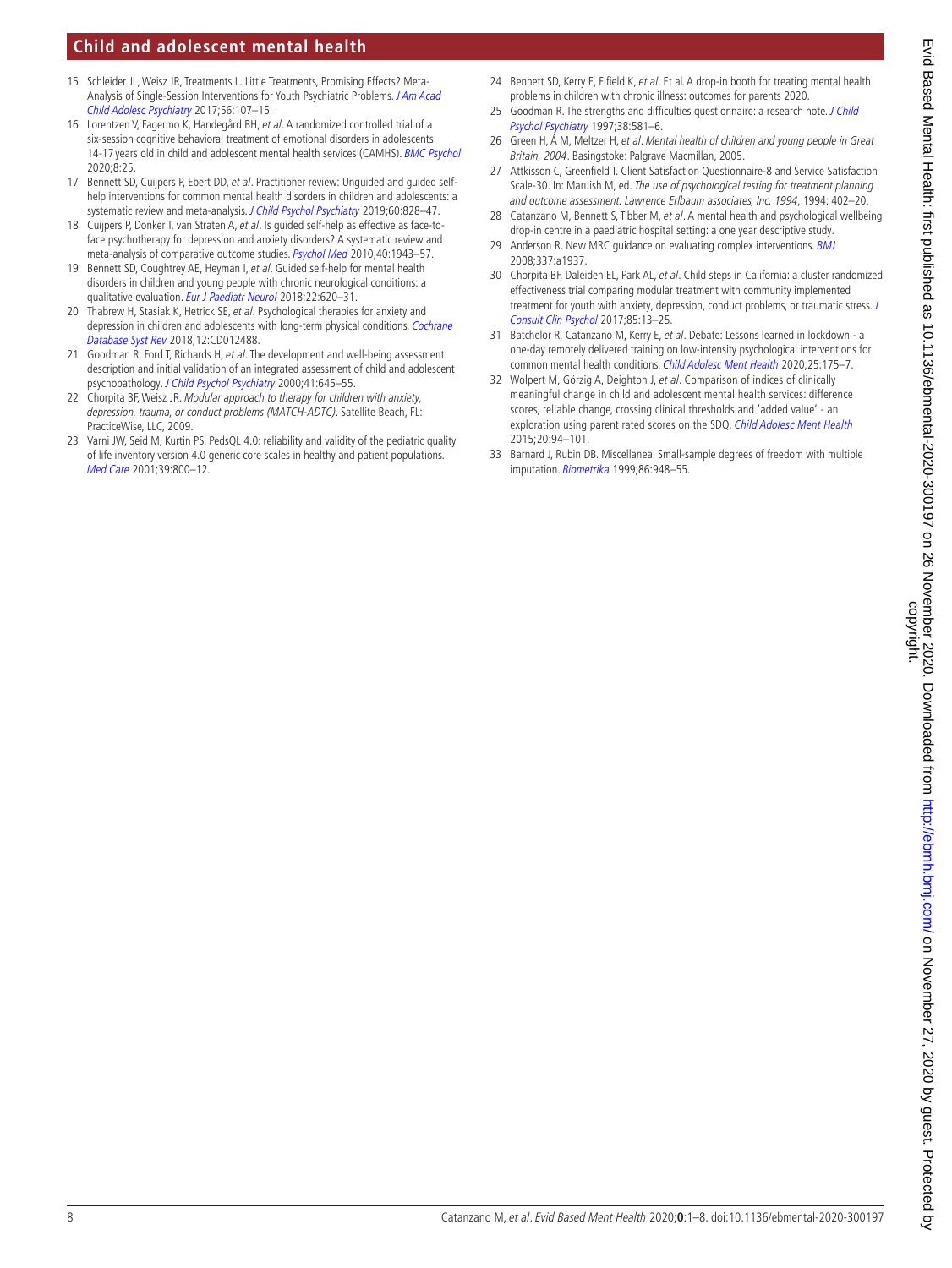15 Schleider JL, Weisz JR, Treatments L. Little Treatments, Promising Effects? Meta-Analysis of Single-Session Interventions for Youth Psychiatric Problems. *J Am Acad Child Adolesc Psychiatry* 2017;56:107–15.

16 Lorentzen V, Fagermo K, Handegård BH, *et al*. A randomized controlled trial of a six-session cognitive behavioral treatment of emotional disorders in adolescents 14-17 years old in child and adolescent mental health services (CAMHS). *BMC Psychol* 2020;8:25.

17 Bennett SD, Cuijpers P, Ebert DD, *et al*. Practitioner review: Unguided and guided self-help interventions for common mental health disorders in children and adolescents: a systematic review and meta-analysis. *J Child Psychol Psychiatry* 2019;60:828–47.

18 Cuijpers P, Donker T, van Straten A, *et al*. Is guided self-help as effective as face-to-face psychotherapy for depression and anxiety disorders? A systematic review and meta-analysis of comparative outcome studies. *Psychol Med* 2010;40:1943–57.

19 Bennett SD, Coughtrey AE, Heyman I, *et al*. Guided self-help for mental health disorders in children and young people with chronic neurological conditions: a qualitative evaluation. *Eur J Paediatr Neurol* 2018;22:620–31.

20 Thabrew H, Stasiak K, Hetrick SE, *et al*. Psychological therapies for anxiety and depression in children and adolescents with long-term physical conditions. *Cochrane Database Syst Rev* 2018;12:CD012488.

21 Goodman R, Ford T, Richards H, *et al*. The development and well-being assessment: description and initial validation of an integrated assessment of child and adolescent psychopathology. *J Child Psychol Psychiatry* 2000;41:645–55.

22 Chorpita BF, Weisz JR. *Modular approach to therapy for children with anxiety, depression, trauma, or conduct problems (MATCH-ADTC)*. Satellite Beach, FL: PracticeWise, LLC, 2009.

23 Varni JW, Seid M, Kurtin PS. PedsQL 4.0: reliability and validity of the pediatric quality of life inventory version 4.0 generic core scales in healthy and patient populations. *Med Care* 2001;39:800–12.

24 Bennett SD, Kerry E, Fifield K, *et al*. Et al. A drop-in booth for treating mental health problems in children with chronic illness: outcomes for parents 2020.

25 Goodman R. The strengths and difficulties questionnaire: a research note. *J Child Psychol Psychiatry* 1997;38:581–6.

26 Green H, Á M, Meltzer H, *et al*. *Mental health of children and young people in Great Britain, 2004*. Basingstoke: Palgrave Macmillan, 2005.

27 Attkisson C, Greenfield T. Client Satisfaction Questionnaire-8 and Service Satisfaction Scale-30. In: Maruish M, ed. *The use of psychological testing for treatment planning and outcome assessment. Lawrence Erlbaum associates, Inc. 1994*, 1994: 402–20.

28 Catanzano M, Bennett S, Tibber M, *et al*. A mental health and psychological wellbeing drop-in centre in a paediatric hospital setting: a one year descriptive study.

29 Anderson R. New MRC guidance on evaluating complex interventions. *BMJ* 2008;337:a1937.

30 Chorpita BF, Daleiden EL, Park AL, *et al*. Child steps in California: a cluster randomized effectiveness trial comparing modular treatment with community implemented treatment for youth with anxiety, depression, conduct problems, or traumatic stress. *J Consult Clin Psychol* 2017;85:13–25.

31 Batchelor R, Catanzano M, Kerry E, *et al*. Debate: Lessons learned in lockdown - a one-day remotely delivered training on low-intensity psychological interventions for common mental health conditions. *Child Adolesc Ment Health* 2020;25:175–7.

32 Wolpert M, Görzig A, Deighton J, *et al*. Comparison of indices of clinically meaningful change in child and adolescent mental health services: difference scores, reliable change, crossing clinical thresholds and 'added value' - an exploration using parent rated scores on the SDQ. *Child Adolesc Ment Health* 2015;20:94–101.

33 Barnard J, Rubin DB. Miscellanea. Small-sample degrees of freedom with multiple imputation. *Biometrika* 1999;86:948–55.